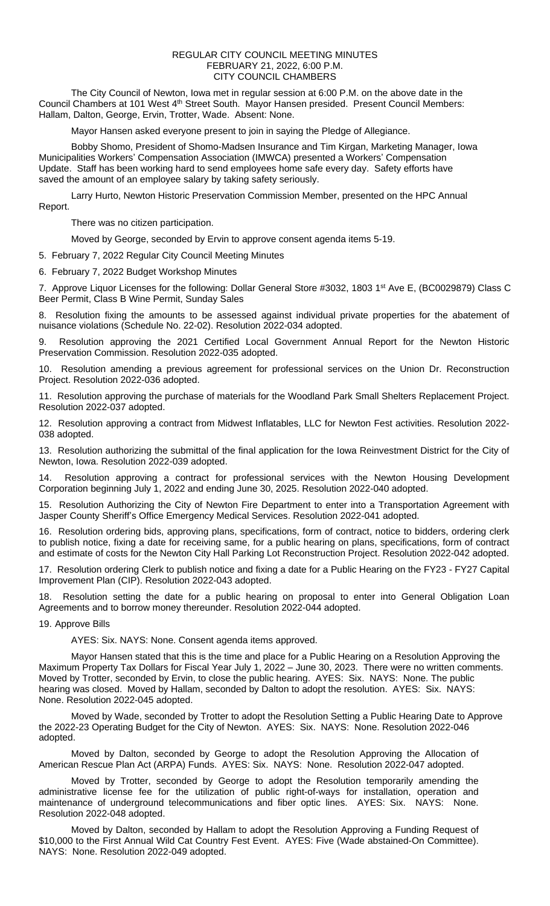# REGULAR CITY COUNCIL MEETING MINUTES
## FEBRUARY 21, 2022, 6:00 P.M.
## CITY COUNCIL CHAMBERS

The City Council of Newton, Iowa met in regular session at 6:00 P.M. on the above date in the Council Chambers at 101 West 4th Street South. Mayor Hansen presided. Present Council Members: Hallam, Dalton, George, Ervin, Trotter, Wade. Absent: None.

Mayor Hansen asked everyone present to join in saying the Pledge of Allegiance.

Bobby Shomo, President of Shomo-Madsen Insurance and Tim Kirgan, Marketing Manager, Iowa Municipalities Workers' Compensation Association (IMWCA) presented a Workers' Compensation Update. Staff has been working hard to send employees home safe every day. Safety efforts have saved the amount of an employee salary by taking safety seriously.

Larry Hurto, Newton Historic Preservation Commission Member, presented on the HPC Annual Report.

There was no citizen participation.

Moved by George, seconded by Ervin to approve consent agenda items 5-19.

5. February 7, 2022 Regular City Council Meeting Minutes

6. February 7, 2022 Budget Workshop Minutes

7. Approve Liquor Licenses for the following: Dollar General Store #3032, 1803 1st Ave E, (BC0029879) Class C Beer Permit, Class B Wine Permit, Sunday Sales

8. Resolution fixing the amounts to be assessed against individual private properties for the abatement of nuisance violations (Schedule No. 22-02). Resolution 2022-034 adopted.

9. Resolution approving the 2021 Certified Local Government Annual Report for the Newton Historic Preservation Commission. Resolution 2022-035 adopted.

10. Resolution amending a previous agreement for professional services on the Union Dr. Reconstruction Project. Resolution 2022-036 adopted.

11. Resolution approving the purchase of materials for the Woodland Park Small Shelters Replacement Project. Resolution 2022-037 adopted.

12. Resolution approving a contract from Midwest Inflatables, LLC for Newton Fest activities. Resolution 2022-038 adopted.

13. Resolution authorizing the submittal of the final application for the Iowa Reinvestment District for the City of Newton, Iowa. Resolution 2022-039 adopted.

14. Resolution approving a contract for professional services with the Newton Housing Development Corporation beginning July 1, 2022 and ending June 30, 2025. Resolution 2022-040 adopted.

15. Resolution Authorizing the City of Newton Fire Department to enter into a Transportation Agreement with Jasper County Sheriff's Office Emergency Medical Services. Resolution 2022-041 adopted.

16. Resolution ordering bids, approving plans, specifications, form of contract, notice to bidders, ordering clerk to publish notice, fixing a date for receiving same, for a public hearing on plans, specifications, form of contract and estimate of costs for the Newton City Hall Parking Lot Reconstruction Project. Resolution 2022-042 adopted.

17. Resolution ordering Clerk to publish notice and fixing a date for a Public Hearing on the FY23 - FY27 Capital Improvement Plan (CIP). Resolution 2022-043 adopted.

18. Resolution setting the date for a public hearing on proposal to enter into General Obligation Loan Agreements and to borrow money thereunder. Resolution 2022-044 adopted.

19. Approve Bills

AYES: Six. NAYS: None. Consent agenda items approved.

Mayor Hansen stated that this is the time and place for a Public Hearing on a Resolution Approving the Maximum Property Tax Dollars for Fiscal Year July 1, 2022 – June 30, 2023. There were no written comments. Moved by Trotter, seconded by Ervin, to close the public hearing. AYES: Six. NAYS: None. The public hearing was closed. Moved by Hallam, seconded by Dalton to adopt the resolution. AYES: Six. NAYS: None. Resolution 2022-045 adopted.

Moved by Wade, seconded by Trotter to adopt the Resolution Setting a Public Hearing Date to Approve the 2022-23 Operating Budget for the City of Newton. AYES: Six. NAYS: None. Resolution 2022-046 adopted.

Moved by Dalton, seconded by George to adopt the Resolution Approving the Allocation of American Rescue Plan Act (ARPA) Funds. AYES: Six. NAYS: None. Resolution 2022-047 adopted.

Moved by Trotter, seconded by George to adopt the Resolution temporarily amending the administrative license fee for the utilization of public right-of-ways for installation, operation and maintenance of underground telecommunications and fiber optic lines. AYES: Six. NAYS: None. Resolution 2022-048 adopted.

Moved by Dalton, seconded by Hallam to adopt the Resolution Approving a Funding Request of $10,000 to the First Annual Wild Cat Country Fest Event. AYES: Five (Wade abstained-On Committee). NAYS: None. Resolution 2022-049 adopted.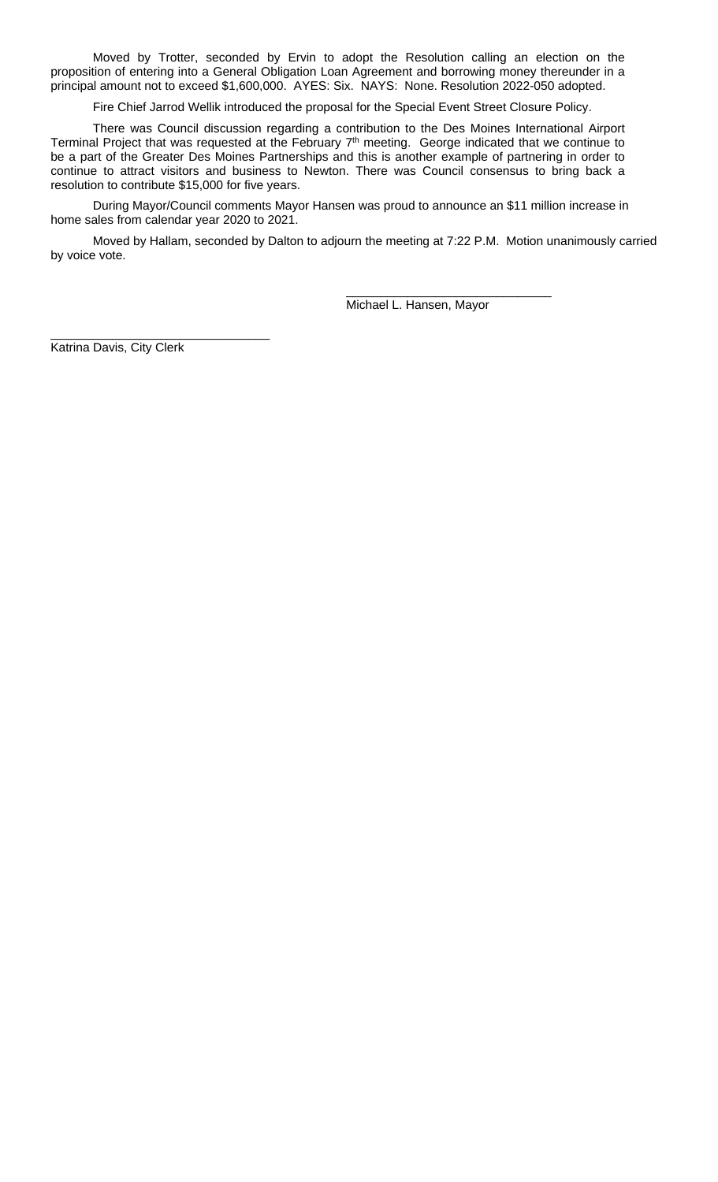Moved by Trotter, seconded by Ervin to adopt the Resolution calling an election on the proposition of entering into a General Obligation Loan Agreement and borrowing money thereunder in a principal amount not to exceed $1,600,000. AYES: Six. NAYS: None. Resolution 2022-050 adopted.

Fire Chief Jarrod Wellik introduced the proposal for the Special Event Street Closure Policy.

There was Council discussion regarding a contribution to the Des Moines International Airport Terminal Project that was requested at the February 7th meeting. George indicated that we continue to be a part of the Greater Des Moines Partnerships and this is another example of partnering in order to continue to attract visitors and business to Newton. There was Council consensus to bring back a resolution to contribute $15,000 for five years.

During Mayor/Council comments Mayor Hansen was proud to announce an $11 million increase in home sales from calendar year 2020 to 2021.

Moved by Hallam, seconded by Dalton to adjourn the meeting at 7:22 P.M. Motion unanimously carried by voice vote.

\_\_\_\_\_\_\_\_\_\_\_\_\_\_\_\_\_\_\_\_\_\_\_\_\_\_\_\_\_\_
Michael L. Hansen, Mayor

\_\_\_\_\_\_\_\_\_\_\_\_\_\_\_\_\_\_\_\_\_\_\_\_\_\_\_\_\_\_
Katrina Davis, City Clerk